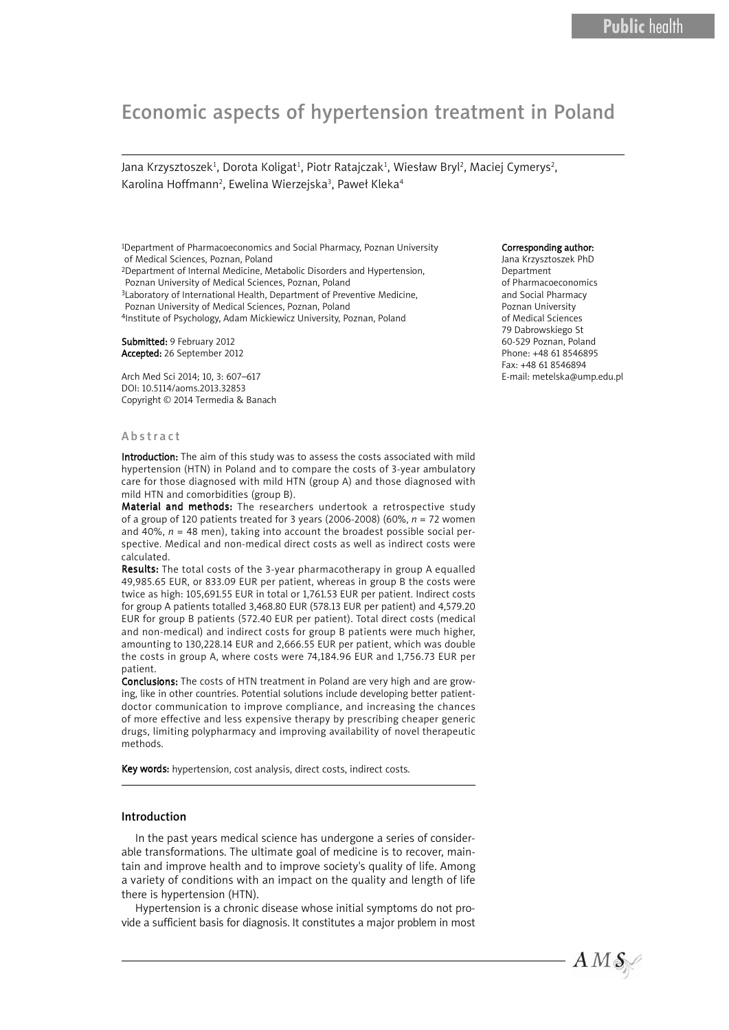# Economic aspects of hypertension treatment in Poland

Jana Krzysztoszek[1], Dorota Koligat[1], Piotr Ratajczak[1], Wiesław Bryl[2], Maciej Cymerys[2], Karolina Hoffmann[2], Ewelina Wierzejska[3], Paweł Kleka[4]

[1]Department of Pharmacoeconomics and Social Pharmacy, Poznan University of Medical Sciences, Poznan, Poland
[2]Department of Internal Medicine, Metabolic Disorders and Hypertension, Poznan University of Medical Sciences, Poznan, Poland
[3]Laboratory of International Health, Department of Preventive Medicine, Poznan University of Medical Sciences, Poznan, Poland
[4]Institute of Psychology, Adam Mickiewicz University, Poznan, Poland

**Submitted:** 9 February 2012
**Accepted:** 26 September 2012

Arch Med Sci 2014; 10, 3: 607–617
DOI: 10.5114/aoms.2013.32853
Copyright © 2014 Termedia & Banach

**Corresponding author:**
Jana Krzysztoszek PhD
Department of Pharmacoeconomics and Social Pharmacy
Poznan University of Medical Sciences
79 Dabrowskiego St
60-529 Poznan, Poland
Phone: +48 61 8546895
Fax: +48 61 8546894
E-mail: metelska@ump.edu.pl

## Abstract

**Introduction:** The aim of this study was to assess the costs associated with mild hypertension (HTN) in Poland and to compare the costs of 3-year ambulatory care for those diagnosed with mild HTN (group A) and those diagnosed with mild HTN and comorbidities (group B).

**Material and methods:** The researchers undertook a retrospective study of a group of 120 patients treated for 3 years (2006-2008) (60%, *n* = 72 women and 40%, *n* = 48 men), taking into account the broadest possible social perspective. Medical and non-medical direct costs as well as indirect costs were calculated.

**Results:** The total costs of the 3-year pharmacotherapy in group A equalled 49,985.65 EUR, or 833.09 EUR per patient, whereas in group B the costs were twice as high: 105,691.55 EUR in total or 1,761.53 EUR per patient. Indirect costs for group A patients totalled 3,468.80 EUR (578.13 EUR per patient) and 4,579.20 EUR for group B patients (572.40 EUR per patient). Total direct costs (medical and non-medical) and indirect costs for group B patients were much higher, amounting to 130,228.14 EUR and 2,666.55 EUR per patient, which was double the costs in group A, where costs were 74,184.96 EUR and 1,756.73 EUR per patient.

**Conclusions:** The costs of HTN treatment in Poland are very high and are growing, like in other countries. Potential solutions include developing better patient-doctor communication to improve compliance, and increasing the chances of more effective and less expensive therapy by prescribing cheaper generic drugs, limiting polypharmacy and improving availability of novel therapeutic methods.

**Key words:** hypertension, cost analysis, direct costs, indirect costs.

## Introduction

In the past years medical science has undergone a series of considerable transformations. The ultimate goal of medicine is to recover, maintain and improve health and to improve society's quality of life. Among a variety of conditions with an impact on the quality and length of life there is hypertension (HTN).

Hypertension is a chronic disease whose initial symptoms do not provide a sufficient basis for diagnosis. It constitutes a major problem in most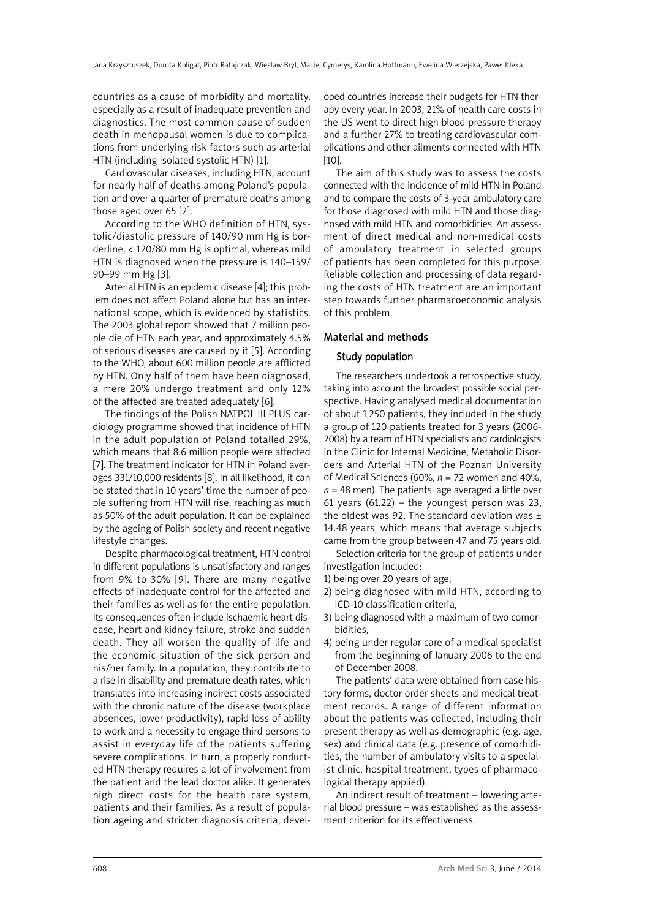countries as a cause of morbidity and mortality, especially as a result of inadequate prevention and diagnostics. The most common cause of sudden death in menopausal women is due to complications from underlying risk factors such as arterial HTN (including isolated systolic HTN) [1].

Cardiovascular diseases, including HTN, account for nearly half of deaths among Poland's population and over a quarter of premature deaths among those aged over 65 [2].

According to the WHO definition of HTN, systolic/diastolic pressure of 140/90 mm Hg is borderline, < 120/80 mm Hg is optimal, whereas mild HTN is diagnosed when the pressure is 140–159/90–99 mm Hg [3].

Arterial HTN is an epidemic disease [4]; this problem does not affect Poland alone but has an international scope, which is evidenced by statistics. The 2003 global report showed that 7 million people die of HTN each year, and approximately 4.5% of serious diseases are caused by it [5]. According to the WHO, about 600 million people are afflicted by HTN. Only half of them have been diagnosed, a mere 20% undergo treatment and only 12% of the affected are treated adequately [6].

The findings of the Polish NATPOL III PLUS cardiology programme showed that incidence of HTN in the adult population of Poland totalled 29%, which means that 8.6 million people were affected [7]. The treatment indicator for HTN in Poland averages 331/10,000 residents [8]. In all likelihood, it can be stated that in 10 years' time the number of people suffering from HTN will rise, reaching as much as 50% of the adult population. It can be explained by the ageing of Polish society and recent negative lifestyle changes.

Despite pharmacological treatment, HTN control in different populations is unsatisfactory and ranges from 9% to 30% [9]. There are many negative effects of inadequate control for the affected and their families as well as for the entire population. Its consequences often include ischaemic heart disease, heart and kidney failure, stroke and sudden death. They all worsen the quality of life and the economic situation of the sick person and his/her family. In a population, they contribute to a rise in disability and premature death rates, which translates into increasing indirect costs associated with the chronic nature of the disease (workplace absences, lower productivity), rapid loss of ability to work and a necessity to engage third persons to assist in everyday life of the patients suffering severe complications. In turn, a properly conducted HTN therapy requires a lot of involvement from the patient and the lead doctor alike. It generates high direct costs for the health care system, patients and their families. As a result of population ageing and stricter diagnosis criteria, developed countries increase their budgets for HTN therapy every year. In 2003, 21% of health care costs in the US went to direct high blood pressure therapy and a further 27% to treating cardiovascular complications and other ailments connected with HTN [10].

The aim of this study was to assess the costs connected with the incidence of mild HTN in Poland and to compare the costs of 3-year ambulatory care for those diagnosed with mild HTN and those diagnosed with mild HTN and comorbidities. An assessment of direct medical and non-medical costs of ambulatory treatment in selected groups of patients has been completed for this purpose. Reliable collection and processing of data regarding the costs of HTN treatment are an important step towards further pharmacoeconomic analysis of this problem.

## Material and methods

### Study population

The researchers undertook a retrospective study, taking into account the broadest possible social perspective. Having analysed medical documentation of about 1,250 patients, they included in the study a group of 120 patients treated for 3 years (2006-2008) by a team of HTN specialists and cardiologists in the Clinic for Internal Medicine, Metabolic Disorders and Arterial HTN of the Poznan University of Medical Sciences (60%, $n$ = 72 women and 40%, $n$ = 48 men). The patients' age averaged a little over 61 years (61.22) – the youngest person was 23, the oldest was 92. The standard deviation was ± 14.48 years, which means that average subjects came from the group between 47 and 75 years old.

Selection criteria for the group of patients under investigation included:

1) being over 20 years of age,
2) being diagnosed with mild HTN, according to ICD-10 classification criteria,
3) being diagnosed with a maximum of two comorbidities,
4) being under regular care of a medical specialist from the beginning of January 2006 to the end of December 2008.

The patients' data were obtained from case history forms, doctor order sheets and medical treatment records. A range of different information about the patients was collected, including their present therapy as well as demographic (e.g. age, sex) and clinical data (e.g. presence of comorbidities, the number of ambulatory visits to a specialist clinic, hospital treatment, types of pharmacological therapy applied).

An indirect result of treatment – lowering arterial blood pressure – was established as the assessment criterion for its effectiveness.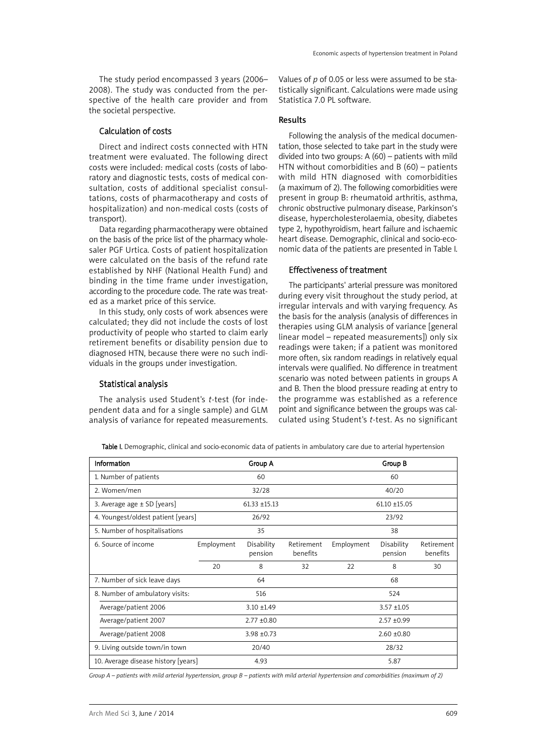The study period encompassed 3 years (2006–2008). The study was conducted from the perspective of the health care provider and from the societal perspective.

### Calculation of costs

Direct and indirect costs connected with HTN treatment were evaluated. The following direct costs were included: medical costs (costs of laboratory and diagnostic tests, costs of medical consultation, costs of additional specialist consultations, costs of pharmacotherapy and costs of hospitalization) and non-medical costs (costs of transport).

Data regarding pharmacotherapy were obtained on the basis of the price list of the pharmacy wholesaler PGF Urtica. Costs of patient hospitalization were calculated on the basis of the refund rate established by NHF (National Health Fund) and binding in the time frame under investigation, according to the procedure code. The rate was treated as a market price of this service.

In this study, only costs of work absences were calculated; they did not include the costs of lost productivity of people who started to claim early retirement benefits or disability pension due to diagnosed HTN, because there were no such individuals in the groups under investigation.

### Statistical analysis

The analysis used Student's *t*-test (for independent data and for a single sample) and GLM analysis of variance for repeated measurements. Values of *p* of 0.05 or less were assumed to be statistically significant. Calculations were made using Statistica 7.0 PL software.

## Results

Following the analysis of the medical documentation, those selected to take part in the study were divided into two groups: A (60) – patients with mild HTN without comorbidities and B (60) – patients with mild HTN diagnosed with comorbidities (a maximum of 2). The following comorbidities were present in group B: rheumatoid arthritis, asthma, chronic obstructive pulmonary disease, Parkinson's disease, hypercholesterolaemia, obesity, diabetes type 2, hypothyroidism, heart failure and ischaemic heart disease. Demographic, clinical and socio-economic data of the patients are presented in Table I.

### Effectiveness of treatment

The participants' arterial pressure was monitored during every visit throughout the study period, at irregular intervals and with varying frequency. As the basis for the analysis (analysis of differences in therapies using GLM analysis of variance [general linear model – repeated measurements]) only six readings were taken; if a patient was monitored more often, six random readings in relatively equal intervals were qualified. No difference in treatment scenario was noted between patients in groups A and B. Then the blood pressure reading at entry to the programme was established as a reference point and significance between the groups was calculated using Student's *t*-test. As no significant

**Table I.** Demographic, clinical and socio-economic data of patients in ambulatory care due to arterial hypertension

| Information | Group A | | | Group B | | |
|---|---|---|---|---|---|---|
| 1. Number of patients | 60 | | | 60 | | |
| 2. Women/men | 32/28 | | | 40/20 | | |
| 3. Average age ± SD [years] | 61.33 ±15.13 | | | 61.10 ±15.05 | | |
| 4. Youngest/oldest patient [years] | 26/92 | | | 23/92 | | |
| 5. Number of hospitalisations | 35 | | | 38 | | |
| 6. Source of income | Employment | Disability pension | Retirement benefits | Employment | Disability pension | Retirement benefits |
| | 20 | 8 | 32 | 22 | 8 | 30 |
| 7. Number of sick leave days | 64 | | | 68 | | |
| 8. Number of ambulatory visits: | 516 | | | 524 | | |
| Average/patient 2006 | 3.10 ±1.49 | | | 3.57 ±1.05 | | |
| Average/patient 2007 | 2.77 ±0.80 | | | 2.57 ±0.99 | | |
| Average/patient 2008 | 3.98 ±0.73 | | | 2.60 ±0.80 | | |
| 9. Living outside town/in town | 20/40 | | | 28/32 | | |
| 10. Average disease history [years] | 4.93 | | | 5.87 | | |

*Group A – patients with mild arterial hypertension, group B – patients with mild arterial hypertension and comorbidities (maximum of 2)*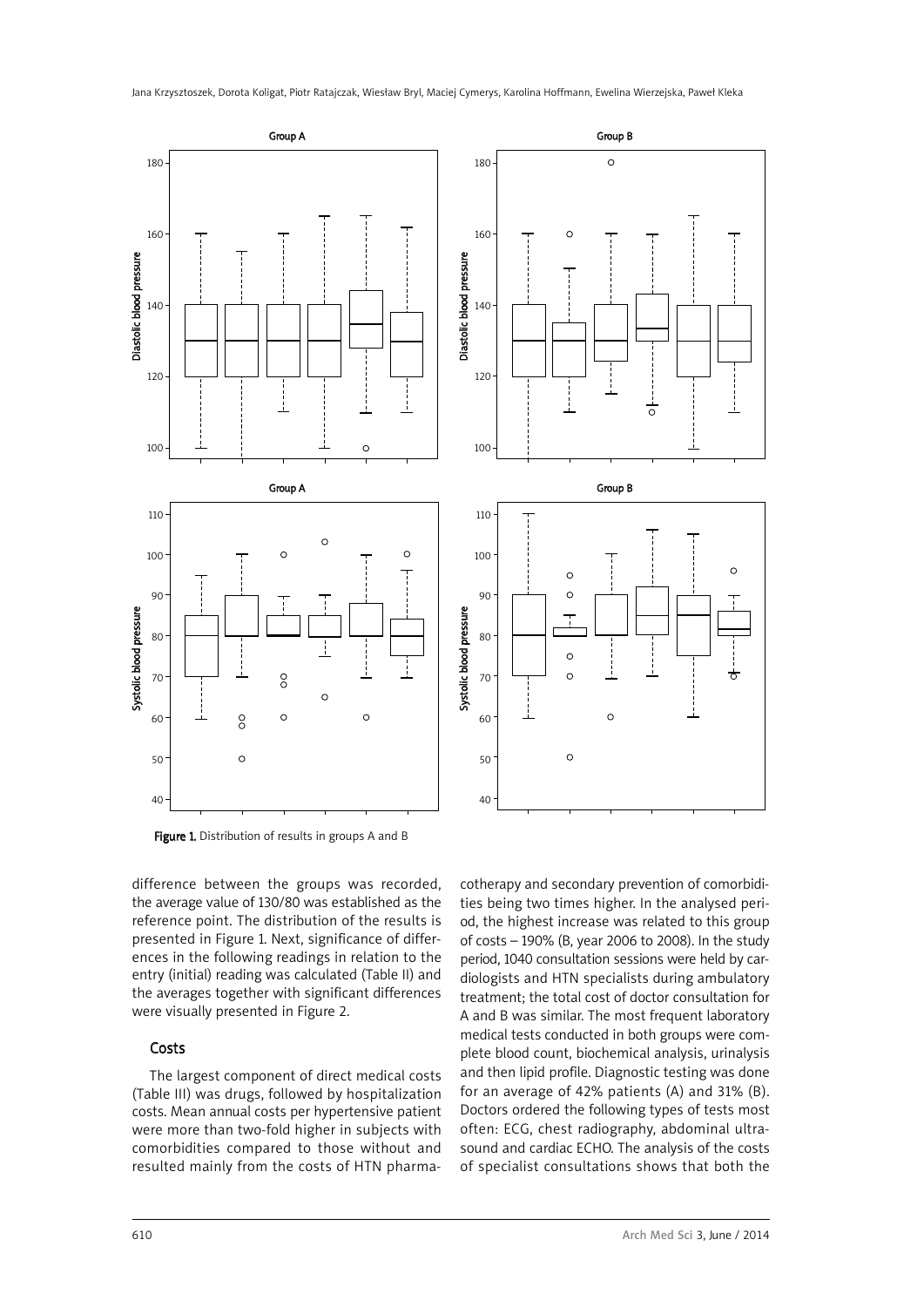Figure 1. Distribution of results in groups A and B

difference between the groups was recorded, the average value of 130/80 was established as the reference point. The distribution of the results is presented in Figure 1. Next, significance of differences in the following readings in relation to the entry (initial) reading was calculated (Table II) and the averages together with significant differences were visually presented in Figure 2.

## Costs

The largest component of direct medical costs (Table III) was drugs, followed by hospitalization costs. Mean annual costs per hypertensive patient were more than two-fold higher in subjects with comorbidities compared to those without and resulted mainly from the costs of HTN pharmacotherapy and secondary prevention of comorbidities being two times higher. In the analysed period, the highest increase was related to this group of costs – 190% (B, year 2006 to 2008). In the study period, 1040 consultation sessions were held by cardiologists and HTN specialists during ambulatory treatment; the total cost of doctor consultation for A and B was similar. The most frequent laboratory medical tests conducted in both groups were complete blood count, biochemical analysis, urinalysis and then lipid profile. Diagnostic testing was done for an average of 42% patients (A) and 31% (B). Doctors ordered the following types of tests most often: ECG, chest radiography, abdominal ultrasound and cardiac ECHO. The analysis of the costs of specialist consultations shows that both the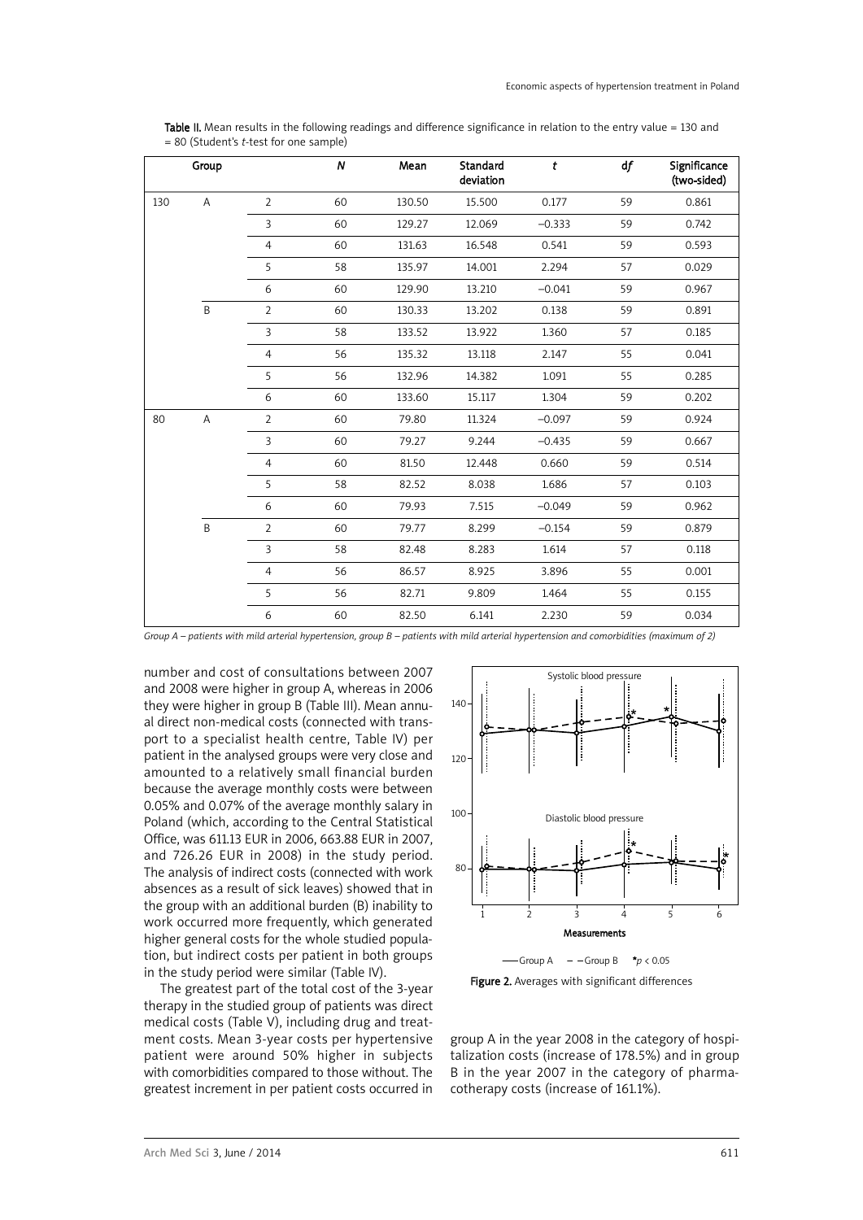Table II. Mean results in the following readings and difference significance in relation to the entry value = 130 and = 80 (Student's *t*-test for one sample)

| Group | | | *N* | Mean | Standard deviation | *t* | *df* | Significance (two-sided) |
|---|---|---|---|---|---|---|---|---|
| 130 | A | 2 | 60 | 130.50 | 15.500 | 0.177 | 59 | 0.861 |
| | | 3 | 60 | 129.27 | 12.069 | –0.333 | 59 | 0.742 |
| | | 4 | 60 | 131.63 | 16.548 | 0.541 | 59 | 0.593 |
| | | 5 | 58 | 135.97 | 14.001 | 2.294 | 57 | 0.029 |
| | | 6 | 60 | 129.90 | 13.210 | –0.041 | 59 | 0.967 |
| | B | 2 | 60 | 130.33 | 13.202 | 0.138 | 59 | 0.891 |
| | | 3 | 58 | 133.52 | 13.922 | 1.360 | 57 | 0.185 |
| | | 4 | 56 | 135.32 | 13.118 | 2.147 | 55 | 0.041 |
| | | 5 | 56 | 132.96 | 14.382 | 1.091 | 55 | 0.285 |
| | | 6 | 60 | 133.60 | 15.117 | 1.304 | 59 | 0.202 |
| 80 | A | 2 | 60 | 79.80 | 11.324 | –0.097 | 59 | 0.924 |
| | | 3 | 60 | 79.27 | 9.244 | –0.435 | 59 | 0.667 |
| | | 4 | 60 | 81.50 | 12.448 | 0.660 | 59 | 0.514 |
| | | 5 | 58 | 82.52 | 8.038 | 1.686 | 57 | 0.103 |
| | | 6 | 60 | 79.93 | 7.515 | –0.049 | 59 | 0.962 |
| | B | 2 | 60 | 79.77 | 8.299 | –0.154 | 59 | 0.879 |
| | | 3 | 58 | 82.48 | 8.283 | 1.614 | 57 | 0.118 |
| | | 4 | 56 | 86.57 | 8.925 | 3.896 | 55 | 0.001 |
| | | 5 | 56 | 82.71 | 9.809 | 1.464 | 55 | 0.155 |
| | | 6 | 60 | 82.50 | 6.141 | 2.230 | 59 | 0.034 |

*Group A – patients with mild arterial hypertension, group B – patients with mild arterial hypertension and comorbidities (maximum of 2)*

number and cost of consultations between 2007 and 2008 were higher in group A, whereas in 2006 they were higher in group B (Table III). Mean annual direct non-medical costs (connected with transport to a specialist health centre, Table IV) per patient in the analysed groups were very close and amounted to a relatively small financial burden because the average monthly costs were between 0.05% and 0.07% of the average monthly salary in Poland (which, according to the Central Statistical Office, was 611.13 EUR in 2006, 663.88 EUR in 2007, and 726.26 EUR in 2008) in the study period. The analysis of indirect costs (connected with work absences as a result of sick leaves) showed that in the group with an additional burden (B) inability to work occurred more frequently, which generated higher general costs for the whole studied population, but indirect costs per patient in both groups in the study period were similar (Table IV).

The greatest part of the total cost of the 3-year therapy in the studied group of patients was direct medical costs (Table V), including drug and treatment costs. Mean 3-year costs per hypertensive patient were around 50% higher in subjects with comorbidities compared to those without. The greatest increment in per patient costs occurred in group A in the year 2008 in the category of hospitalization costs (increase of 178.5%) and in group B in the year 2007 in the category of pharmacotherapy costs (increase of 161.1%).

Figure 2. Averages with significant differences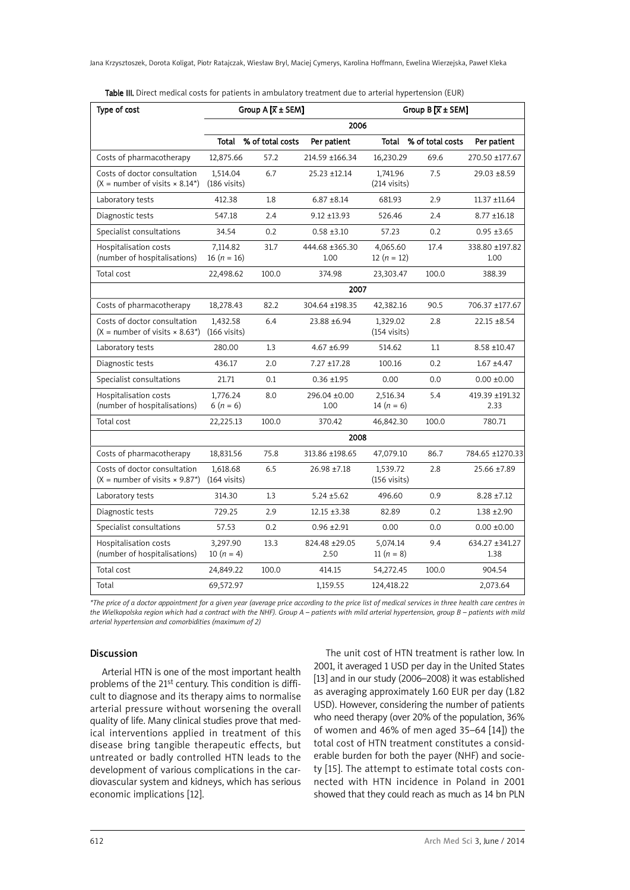**Table III.** Direct medical costs for patients in ambulatory treatment due to arterial hypertension (EUR)

| Type of cost | Group A [$\bar{x}$ ± SEM] | | | Group B [$\bar{x}$ ± SEM] | | |
|---|---|---|---|---|---|---|
| | 2006 | | | | | |
| | Total | % of total costs | Per patient | Total | % of total costs | Per patient |
| Costs of pharmacotherapy | 12,875.66 | 57.2 | 214.59 ±166.34 | 16,230.29 | 69.6 | 270.50 ±177.67 |
| Costs of doctor consultation (X = number of visits × 8.14*) | 1,514.04 (186 visits) | 6.7 | 25.23 ±12.14 | 1,741.96 (214 visits) | 7.5 | 29.03 ±8.59 |
| Laboratory tests | 412.38 | 1.8 | 6.87 ±8.14 | 681.93 | 2.9 | 11.37 ±11.64 |
| Diagnostic tests | 547.18 | 2.4 | 9.12 ±13.93 | 526.46 | 2.4 | 8.77 ±16.18 |
| Specialist consultations | 34.54 | 0.2 | 0.58 ±3.10 | 57.23 | 0.2 | 0.95 ±3.65 |
| Hospitalisation costs (number of hospitalisations) | 7,114.82 16 (*n* = 16) | 31.7 | 444.68 ±365.30 1.00 | 4,065.60 12 (*n* = 12) | 17.4 | 338.80 ±197.82 1.00 |
| Total cost | 22,498.62 | 100.0 | 374.98 | 23,303.47 | 100.0 | 388.39 |
| | 2007 | | | | | |
| Costs of pharmacotherapy | 18,278.43 | 82.2 | 304.64 ±198.35 | 42,382.16 | 90.5 | 706.37 ±177.67 |
| Costs of doctor consultation (X = number of visits × 8.63*) | 1,432.58 (166 visits) | 6.4 | 23.88 ±6.94 | 1,329.02 (154 visits) | 2.8 | 22.15 ±8.54 |
| Laboratory tests | 280.00 | 1.3 | 4.67 ±6.99 | 514.62 | 1.1 | 8.58 ±10.47 |
| Diagnostic tests | 436.17 | 2.0 | 7.27 ±17.28 | 100.16 | 0.2 | 1.67 ±4.47 |
| Specialist consultations | 21.71 | 0.1 | 0.36 ±1.95 | 0.00 | 0.0 | 0.00 ±0.00 |
| Hospitalisation costs (number of hospitalisations) | 1,776.24 6 (*n* = 6) | 8.0 | 296.04 ±0.00 1.00 | 2,516.34 14 (*n* = 6) | 5.4 | 419.39 ±191.32 2.33 |
| Total cost | 22,225.13 | 100.0 | 370.42 | 46,842.30 | 100.0 | 780.71 |
| | 2008 | | | | | |
| Costs of pharmacotherapy | 18,831.56 | 75.8 | 313.86 ±198.65 | 47,079.10 | 86.7 | 784.65 ±1270.33 |
| Costs of doctor consultation (X = number of visits × 9.87*) | 1,618.68 (164 visits) | 6.5 | 26.98 ±7.18 | 1,539.72 (156 visits) | 2.8 | 25.66 ±7.89 |
| Laboratory tests | 314.30 | 1.3 | 5.24 ±5.62 | 496.60 | 0.9 | 8.28 ±7.12 |
| Diagnostic tests | 729.25 | 2.9 | 12.15 ±3.38 | 82.89 | 0.2 | 1.38 ±2.90 |
| Specialist consultations | 57.53 | 0.2 | 0.96 ±2.91 | 0.00 | 0.0 | 0.00 ±0.00 |
| Hospitalisation costs (number of hospitalisations) | 3,297.90 10 (*n* = 4) | 13.3 | 824.48 ±29.05 2.50 | 5,074.14 11 (*n* = 8) | 9.4 | 634.27 ±341.27 1.38 |
| Total cost | 24,849.22 | 100.0 | 414.15 | 54,272.45 | 100.0 | 904.54 |
| Total | 69,572.97 | | 1,159.55 | 124,418.22 | | 2,073.64 |

*\*The price of a doctor appointment for a given year (average price according to the price list of medical services in three health care centres in the Wielkopolska region which had a contract with the NHF). Group A – patients with mild arterial hypertension, group B – patients with mild arterial hypertension and comorbidities (maximum of 2)*

## Discussion

Arterial HTN is one of the most important health problems of the 21st century. This condition is difficult to diagnose and its therapy aims to normalise arterial pressure without worsening the overall quality of life. Many clinical studies prove that medical interventions applied in treatment of this disease bring tangible therapeutic effects, but untreated or badly controlled HTN leads to the development of various complications in the cardiovascular system and kidneys, which has serious economic implications [12].

The unit cost of HTN treatment is rather low. In 2001, it averaged 1 USD per day in the United States [13] and in our study (2006–2008) it was established as averaging approximately 1.60 EUR per day (1.82 USD). However, considering the number of patients who need therapy (over 20% of the population, 36% of women and 46% of men aged 35–64 [14]) the total cost of HTN treatment constitutes a considerable burden for both the payer (NHF) and society [15]. The attempt to estimate total costs connected with HTN incidence in Poland in 2001 showed that they could reach as much as 14 bn PLN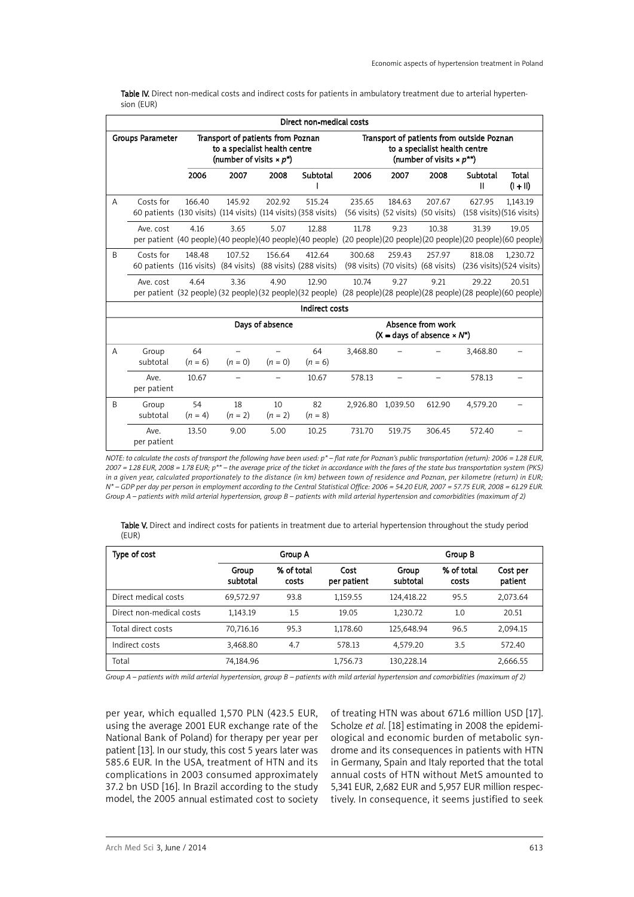Table IV. Direct non-medical costs and indirect costs for patients in ambulatory treatment due to arterial hypertension (EUR)

| | | Direct non-medical costs | | | | | | | | |
|---|---|---|---|---|---|---|---|---|---|---|
| Groups | Parameter | Transport of patients from Poznan to a specialist health centre (number of visits × $p^*$) | | | | Transport of patients from outside Poznan to a specialist health centre (number of visits × $p^{**}$) | | | | |
| | | 2006 | 2007 | 2008 | Subtotal I | 2006 | 2007 | 2008 | Subtotal II | Total (I + II) |
| A | Costs for 60 patients | 166.40 (130 visits) | 145.92 (114 visits) | 202.92 (114 visits) | 515.24 (358 visits) | 235.65 (56 visits) | 184.63 (52 visits) | 207.67 (50 visits) | 627.95 (158 visits) | 1,143.19 (516 visits) |
| | Ave. cost per patient | 4.16 (40 people) | 3.65 (40 people) | 5.07 (40 people) | 12.88 (40 people) | 11.78 (20 people) | 9.23 (20 people) | 10.38 (20 people) | 31.39 (20 people) | 19.05 (60 people) |
| B | Costs for 60 patients | 148.48 (116 visits) | 107.52 (84 visits) | 156.64 (88 visits) | 412.64 (288 visits) | 300.68 (98 visits) | 259.43 (70 visits) | 257.97 (68 visits) | 818.08 (236 visits) | 1,230.72 (524 visits) |
| | Ave. cost per patient | 4.64 (32 people) | 3.36 (32 people) | 4.90 (32 people) | 12.90 (32 people) | 10.74 (28 people) | 9.27 (28 people) | 9.21 (28 people) | 29.22 (28 people) | 20.51 (60 people) |
| | | Indirect costs | | | | | | | | |
| | | Days of absence | | | | Absence from work (X = days of absence × $N^*$) | | | | |
| A | Group subtotal | 64 ($n$ = 6) | – ($n$ = 0) | – ($n$ = 0) | 64 ($n$ = 6) | 3,468.80 | – | – | 3,468.80 | – |
| | Ave. per patient | 10.67 | – | – | 10.67 | 578.13 | – | – | 578.13 | – |
| B | Group subtotal | 54 ($n$ = 4) | 18 ($n$ = 2) | 10 ($n$ = 2) | 82 ($n$ = 8) | 2,926.80 | 1,039.50 | 612.90 | 4,579.20 | – |
| | Ave. per patient | 13.50 | 9.00 | 5.00 | 10.25 | 731.70 | 519.75 | 306.45 | 572.40 | – |

*NOTE: to calculate the costs of transport the following have been used: p\* – flat rate for Poznan's public transportation (return): 2006 = 1.28 EUR, 2007 = 1.28 EUR, 2008 = 1.78 EUR; p\*\* – the average price of the ticket in accordance with the fares of the state bus transportation system (PKS) in a given year, calculated proportionately to the distance (in km) between town of residence and Poznan, per kilometre (return) in EUR; N\* – GDP per day per person in employment according to the Central Statistical Office: 2006 = 54.20 EUR, 2007 = 57.75 EUR, 2008 = 61.29 EUR. Group A – patients with mild arterial hypertension, group B – patients with mild arterial hypertension and comorbidities (maximum of 2)*

Table V. Direct and indirect costs for patients in treatment due to arterial hypertension throughout the study period (EUR)

| Type of cost | Group A | | | Group B | | |
|---|---|---|---|---|---|---|
| | Group subtotal | % of total costs | Cost per patient | Group subtotal | % of total costs | Cost per patient |
| Direct medical costs | 69,572.97 | 93.8 | 1,159.55 | 124,418.22 | 95.5 | 2,073.64 |
| Direct non-medical costs | 1,143.19 | 1.5 | 19.05 | 1,230.72 | 1.0 | 20.51 |
| Total direct costs | 70,716.16 | 95.3 | 1,178.60 | 125,648.94 | 96.5 | 2,094.15 |
| Indirect costs | 3,468.80 | 4.7 | 578.13 | 4,579.20 | 3.5 | 572.40 |
| Total | 74,184.96 | | 1,756.73 | 130,228.14 | | 2,666.55 |

*Group A – patients with mild arterial hypertension, group B – patients with mild arterial hypertension and comorbidities (maximum of 2)*

per year, which equalled 1,570 PLN (423.5 EUR, using the average 2001 EUR exchange rate of the National Bank of Poland) for therapy per year per patient [13]. In our study, this cost 5 years later was 585.6 EUR. In the USA, treatment of HTN and its complications in 2003 consumed approximately 37.2 bn USD [16]. In Brazil according to the study model, the 2005 annual estimated cost to society of treating HTN was about 671.6 million USD [17]. Scholze *et al.* [18] estimating in 2008 the epidemiological and economic burden of metabolic syndrome and its consequences in patients with HTN in Germany, Spain and Italy reported that the total annual costs of HTN without MetS amounted to 5,341 EUR, 2,682 EUR and 5,957 EUR million respectively. In consequence, it seems justified to seek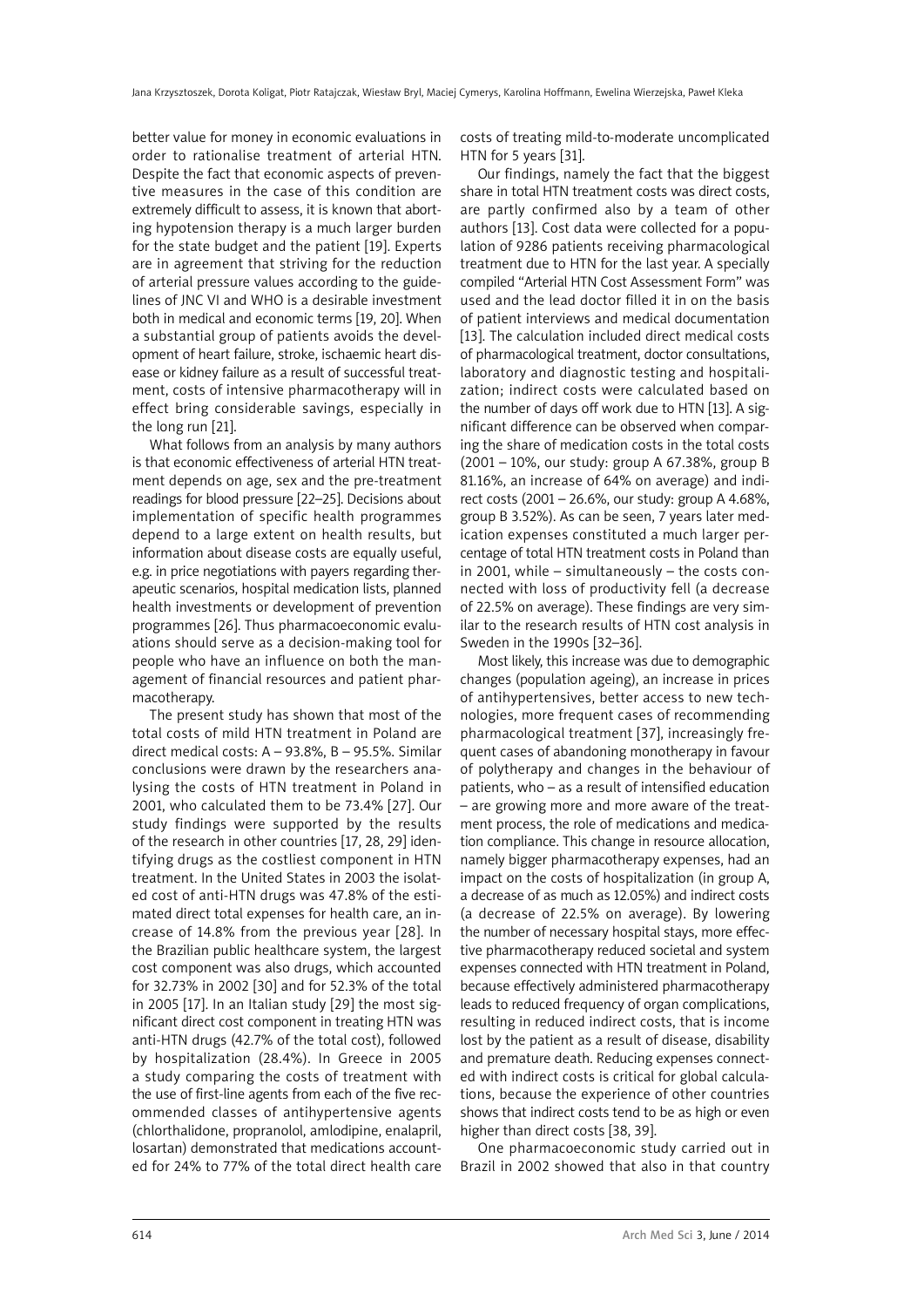better value for money in economic evaluations in order to rationalise treatment of arterial HTN. Despite the fact that economic aspects of preventive measures in the case of this condition are extremely difficult to assess, it is known that aborting hypotension therapy is a much larger burden for the state budget and the patient [19]. Experts are in agreement that striving for the reduction of arterial pressure values according to the guidelines of JNC VI and WHO is a desirable investment both in medical and economic terms [19, 20]. When a substantial group of patients avoids the development of heart failure, stroke, ischaemic heart disease or kidney failure as a result of successful treatment, costs of intensive pharmacotherapy will in effect bring considerable savings, especially in the long run [21].

What follows from an analysis by many authors is that economic effectiveness of arterial HTN treatment depends on age, sex and the pre-treatment readings for blood pressure [22–25]. Decisions about implementation of specific health programmes depend to a large extent on health results, but information about disease costs are equally useful, e.g. in price negotiations with payers regarding therapeutic scenarios, hospital medication lists, planned health investments or development of prevention programmes [26]. Thus pharmacoeconomic evaluations should serve as a decision-making tool for people who have an influence on both the management of financial resources and patient pharmacotherapy.

The present study has shown that most of the total costs of mild HTN treatment in Poland are direct medical costs: A – 93.8%, B – 95.5%. Similar conclusions were drawn by the researchers analysing the costs of HTN treatment in Poland in 2001, who calculated them to be 73.4% [27]. Our study findings were supported by the results of the research in other countries [17, 28, 29] identifying drugs as the costliest component in HTN treatment. In the United States in 2003 the isolated cost of anti-HTN drugs was 47.8% of the estimated direct total expenses for health care, an increase of 14.8% from the previous year [28]. In the Brazilian public healthcare system, the largest cost component was also drugs, which accounted for 32.73% in 2002 [30] and for 52.3% of the total in 2005 [17]. In an Italian study [29] the most significant direct cost component in treating HTN was anti-HTN drugs (42.7% of the total cost), followed by hospitalization (28.4%). In Greece in 2005 a study comparing the costs of treatment with the use of first-line agents from each of the five recommended classes of antihypertensive agents (chlorthalidone, propranolol, amlodipine, enalapril, losartan) demonstrated that medications accounted for 24% to 77% of the total direct health care costs of treating mild-to-moderate uncomplicated HTN for 5 years [31].

Our findings, namely the fact that the biggest share in total HTN treatment costs was direct costs, are partly confirmed also by a team of other authors [13]. Cost data were collected for a population of 9286 patients receiving pharmacological treatment due to HTN for the last year. A specially compiled "Arterial HTN Cost Assessment Form" was used and the lead doctor filled it in on the basis of patient interviews and medical documentation [13]. The calculation included direct medical costs of pharmacological treatment, doctor consultations, laboratory and diagnostic testing and hospitalization; indirect costs were calculated based on the number of days off work due to HTN [13]. A significant difference can be observed when comparing the share of medication costs in the total costs (2001 – 10%, our study: group A 67.38%, group B 81.16%, an increase of 64% on average) and indirect costs (2001 – 26.6%, our study: group A 4.68%, group B 3.52%). As can be seen, 7 years later medication expenses constituted a much larger percentage of total HTN treatment costs in Poland than in 2001, while – simultaneously – the costs connected with loss of productivity fell (a decrease of 22.5% on average). These findings are very similar to the research results of HTN cost analysis in Sweden in the 1990s [32–36].

Most likely, this increase was due to demographic changes (population ageing), an increase in prices of antihypertensives, better access to new technologies, more frequent cases of recommending pharmacological treatment [37], increasingly frequent cases of abandoning monotherapy in favour of polytherapy and changes in the behaviour of patients, who – as a result of intensified education – are growing more and more aware of the treatment process, the role of medications and medication compliance. This change in resource allocation, namely bigger pharmacotherapy expenses, had an impact on the costs of hospitalization (in group A, a decrease of as much as 12.05%) and indirect costs (a decrease of 22.5% on average). By lowering the number of necessary hospital stays, more effective pharmacotherapy reduced societal and system expenses connected with HTN treatment in Poland, because effectively administered pharmacotherapy leads to reduced frequency of organ complications, resulting in reduced indirect costs, that is income lost by the patient as a result of disease, disability and premature death. Reducing expenses connected with indirect costs is critical for global calculations, because the experience of other countries shows that indirect costs tend to be as high or even higher than direct costs [38, 39].

One pharmacoeconomic study carried out in Brazil in 2002 showed that also in that country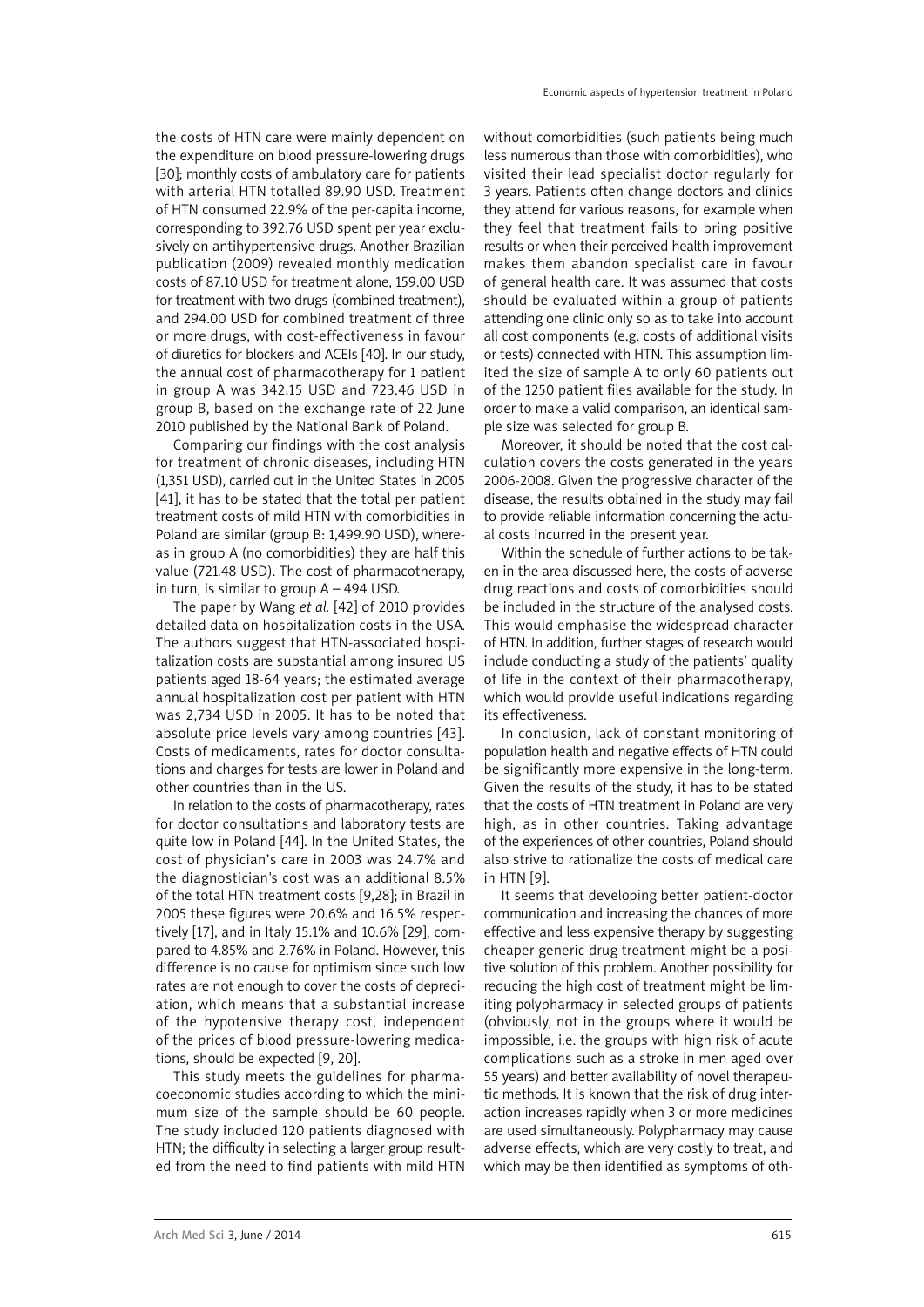the costs of HTN care were mainly dependent on the expenditure on blood pressure-lowering drugs [30]; monthly costs of ambulatory care for patients with arterial HTN totalled 89.90 USD. Treatment of HTN consumed 22.9% of the per-capita income, corresponding to 392.76 USD spent per year exclusively on antihypertensive drugs. Another Brazilian publication (2009) revealed monthly medication costs of 87.10 USD for treatment alone, 159.00 USD for treatment with two drugs (combined treatment), and 294.00 USD for combined treatment of three or more drugs, with cost-effectiveness in favour of diuretics for blockers and ACEIs [40]. In our study, the annual cost of pharmacotherapy for 1 patient in group A was 342.15 USD and 723.46 USD in group B, based on the exchange rate of 22 June 2010 published by the National Bank of Poland.

Comparing our findings with the cost analysis for treatment of chronic diseases, including HTN (1,351 USD), carried out in the United States in 2005 [41], it has to be stated that the total per patient treatment costs of mild HTN with comorbidities in Poland are similar (group B: 1,499.90 USD), whereas in group A (no comorbidities) they are half this value (721.48 USD). The cost of pharmacotherapy, in turn, is similar to group A – 494 USD.

The paper by Wang *et al.* [42] of 2010 provides detailed data on hospitalization costs in the USA. The authors suggest that HTN-associated hospitalization costs are substantial among insured US patients aged 18-64 years; the estimated average annual hospitalization cost per patient with HTN was 2,734 USD in 2005. It has to be noted that absolute price levels vary among countries [43]. Costs of medicaments, rates for doctor consultations and charges for tests are lower in Poland and other countries than in the US.

In relation to the costs of pharmacotherapy, rates for doctor consultations and laboratory tests are quite low in Poland [44]. In the United States, the cost of physician's care in 2003 was 24.7% and the diagnostician's cost was an additional 8.5% of the total HTN treatment costs [9,28]; in Brazil in 2005 these figures were 20.6% and 16.5% respectively [17], and in Italy 15.1% and 10.6% [29], compared to 4.85% and 2.76% in Poland. However, this difference is no cause for optimism since such low rates are not enough to cover the costs of depreciation, which means that a substantial increase of the hypotensive therapy cost, independent of the prices of blood pressure-lowering medications, should be expected [9, 20].

This study meets the guidelines for pharmacoeconomic studies according to which the minimum size of the sample should be 60 people. The study included 120 patients diagnosed with HTN; the difficulty in selecting a larger group resulted from the need to find patients with mild HTN without comorbidities (such patients being much less numerous than those with comorbidities), who visited their lead specialist doctor regularly for 3 years. Patients often change doctors and clinics they attend for various reasons, for example when they feel that treatment fails to bring positive results or when their perceived health improvement makes them abandon specialist care in favour of general health care. It was assumed that costs should be evaluated within a group of patients attending one clinic only so as to take into account all cost components (e.g. costs of additional visits or tests) connected with HTN. This assumption limited the size of sample A to only 60 patients out of the 1250 patient files available for the study. In order to make a valid comparison, an identical sample size was selected for group B.

Moreover, it should be noted that the cost calculation covers the costs generated in the years 2006-2008. Given the progressive character of the disease, the results obtained in the study may fail to provide reliable information concerning the actual costs incurred in the present year.

Within the schedule of further actions to be taken in the area discussed here, the costs of adverse drug reactions and costs of comorbidities should be included in the structure of the analysed costs. This would emphasise the widespread character of HTN. In addition, further stages of research would include conducting a study of the patients' quality of life in the context of their pharmacotherapy, which would provide useful indications regarding its effectiveness.

In conclusion, lack of constant monitoring of population health and negative effects of HTN could be significantly more expensive in the long-term. Given the results of the study, it has to be stated that the costs of HTN treatment in Poland are very high, as in other countries. Taking advantage of the experiences of other countries, Poland should also strive to rationalize the costs of medical care in HTN [9].

It seems that developing better patient-doctor communication and increasing the chances of more effective and less expensive therapy by suggesting cheaper generic drug treatment might be a positive solution of this problem. Another possibility for reducing the high cost of treatment might be limiting polypharmacy in selected groups of patients (obviously, not in the groups where it would be impossible, i.e. the groups with high risk of acute complications such as a stroke in men aged over 55 years) and better availability of novel therapeutic methods. It is known that the risk of drug interaction increases rapidly when 3 or more medicines are used simultaneously. Polypharmacy may cause adverse effects, which are very costly to treat, and which may be then identified as symptoms of oth-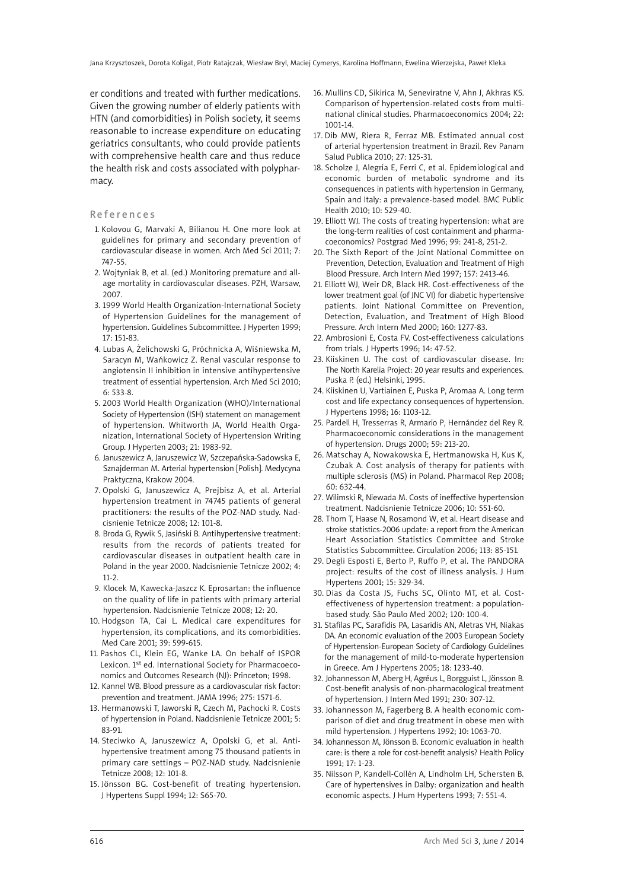er conditions and treated with further medications. Given the growing number of elderly patients with HTN (and comorbidities) in Polish society, it seems reasonable to increase expenditure on educating geriatrics consultants, who could provide patients with comprehensive health care and thus reduce the health risk and costs associated with polypharmacy.

## References

1. Kolovou G, Marvaki A, Bilianou H. One more look at guidelines for primary and secondary prevention of cardiovascular disease in women. Arch Med Sci 2011; 7: 747-55.
2. Wojtyniak B, et al. (ed.) Monitoring premature and all-age mortality in cardiovascular diseases. PZH, Warsaw, 2007.
3. 1999 World Health Organization-International Society of Hypertension Guidelines for the management of hypertension. Guidelines Subcommittee. J Hyperten 1999; 17: 151-83.
4. Lubas A, Żelichowski G, Próchnicka A, Wiśniewska M, Saracyn M, Wańkowicz Z. Renal vascular response to angiotensin II inhibition in intensive antihypertensive treatment of essential hypertension. Arch Med Sci 2010; 6: 533-8.
5. 2003 World Health Organization (WHO)/International Society of Hypertension (ISH) statement on management of hypertension. Whitworth JA, World Health Organization, International Society of Hypertension Writing Group. J Hyperten 2003; 21: 1983-92.
6. Januszewicz A, Januszewicz W, Szczepańska-Sadowska E, Sznajderman M. Arterial hypertension [Polish]. Medycyna Praktyczna, Krakow 2004.
7. Opolski G, Januszewicz A, Prejbisz A, et al. Arterial hypertension treatment in 74745 patients of general practitioners: the results of the POZ-NAD study. Nadcisnienie Tetnicze 2008; 12: 101-8.
8. Broda G, Rywik S, Jasiński B. Antihypertensive treatment: results from the records of patients treated for cardiovascular diseases in outpatient health care in Poland in the year 2000. Nadcisnienie Tetnicze 2002; 4: 11-2.
9. Klocek M, Kawecka-Jaszcz K. Eprosartan: the influence on the quality of life in patients with primary arterial hypertension. Nadcisnienie Tetnicze 2008; 12: 20.
10. Hodgson TA, Cai L. Medical care expenditures for hypertension, its complications, and its comorbidities. Med Care 2001; 39: 599-615.
11. Pashos CL, Klein EG, Wanke LA. On behalf of ISPOR Lexicon. 1st ed. International Society for Pharmacoeconomics and Outcomes Research (NJ): Princeton; 1998.
12. Kannel WB. Blood pressure as a cardiovascular risk factor: prevention and treatment. JAMA 1996; 275: 1571-6.
13. Hermanowski T, Jaworski R, Czech M, Pachocki R. Costs of hypertension in Poland. Nadcisnienie Tetnicze 2001; 5: 83-91.
14. Steciwko A, Januszewicz A, Opolski G, et al. Antihypertensive treatment among 75 thousand patients in primary care settings – POZ-NAD study. Nadcisnienie Tetnicze 2008; 12: 101-8.
15. Jönsson BG. Cost-benefit of treating hypertension. J Hypertens Suppl 1994; 12: S65-70.
16. Mullins CD, Sikirica M, Seneviratne V, Ahn J, Akhras KS. Comparison of hypertension-related costs from multinational clinical studies. Pharmacoeconomics 2004; 22: 1001-14.
17. Dib MW, Riera R, Ferraz MB. Estimated annual cost of arterial hypertension treatment in Brazil. Rev Panam Salud Publica 2010; 27: 125-31.
18. Scholze J, Alegria E, Ferri C, et al. Epidemiological and economic burden of metabolic syndrome and its consequences in patients with hypertension in Germany, Spain and Italy: a prevalence-based model. BMC Public Health 2010; 10: 529-40.
19. Elliott WJ. The costs of treating hypertension: what are the long-term realities of cost containment and pharmacoeconomics? Postgrad Med 1996; 99: 241-8, 251-2.
20. The Sixth Report of the Joint National Committee on Prevention, Detection, Evaluation and Treatment of High Blood Pressure. Arch Intern Med 1997; 157: 2413-46.
21. Elliott WJ, Weir DR, Black HR. Cost-effectiveness of the lower treatment goal (of JNC VI) for diabetic hypertensive patients. Joint National Committee on Prevention, Detection, Evaluation, and Treatment of High Blood Pressure. Arch Intern Med 2000; 160: 1277-83.
22. Ambrosioni E, Costa FV. Cost-effectiveness calculations from trials. J Hyperts 1996; 14: 47-52.
23. Kiiskinen U. The cost of cardiovascular disease. In: The North Karelia Project: 20 year results and experiences. Puska P. (ed.) Helsinki, 1995.
24. Kiiskinen U, Vartiainen E, Puska P, Aromaa A. Long term cost and life expectancy consequences of hypertension. J Hypertens 1998; 16: 1103-12.
25. Pardell H, Tresserras R, Armario P, Hernández del Rey R. Pharmacoeconomic considerations in the management of hypertension. Drugs 2000; 59: 213-20.
26. Matschay A, Nowakowska E, Hertmanowska H, Kus K, Czubak A. Cost analysis of therapy for patients with multiple sclerosis (MS) in Poland. Pharmacol Rep 2008; 60: 632-44.
27. Wilimski R, Niewada M. Costs of ineffective hypertension treatment. Nadcisnienie Tetnicze 2006; 10: 551-60.
28. Thom T, Haase N, Rosamond W, et al. Heart disease and stroke statistics-2006 update: a report from the American Heart Association Statistics Committee and Stroke Statistics Subcommittee. Circulation 2006; 113: 85-151.
29. Degli Esposti E, Berto P, Ruffo P, et al. The PANDORA project: results of the cost of illness analysis. J Hum Hypertens 2001; 15: 329-34.
30. Dias da Costa JS, Fuchs SC, Olinto MT, et al. Cost-effectiveness of hypertension treatment: a population-based study. São Paulo Med 2002; 120: 100-4.
31. Stafilas PC, Sarafidis PA, Lasaridis AN, Aletras VH, Niakas DA. An economic evaluation of the 2003 European Society of Hypertension-European Society of Cardiology Guidelines for the management of mild-to-moderate hypertension in Greece. Am J Hypertens 2005; 18: 1233-40.
32. Johannesson M, Aberg H, Agréus L, Borgguist L, Jönsson B. Cost-benefit analysis of non-pharmacological treatment of hypertension. J Intern Med 1991; 230: 307-12.
33. Johannesson M, Fagerberg B. A health economic comparison of diet and drug treatment in obese men with mild hypertension. J Hypertens 1992; 10: 1063-70.
34. Johannesson M, Jönsson B. Economic evaluation in health care: is there a role for cost-benefit analysis? Health Policy 1991; 17: 1-23.
35. Nilsson P, Kandell-Collén A, Lindholm LH, Schersten B. Care of hypertensives in Dalby: organization and health economic aspects. J Hum Hypertens 1993; 7: 551-4.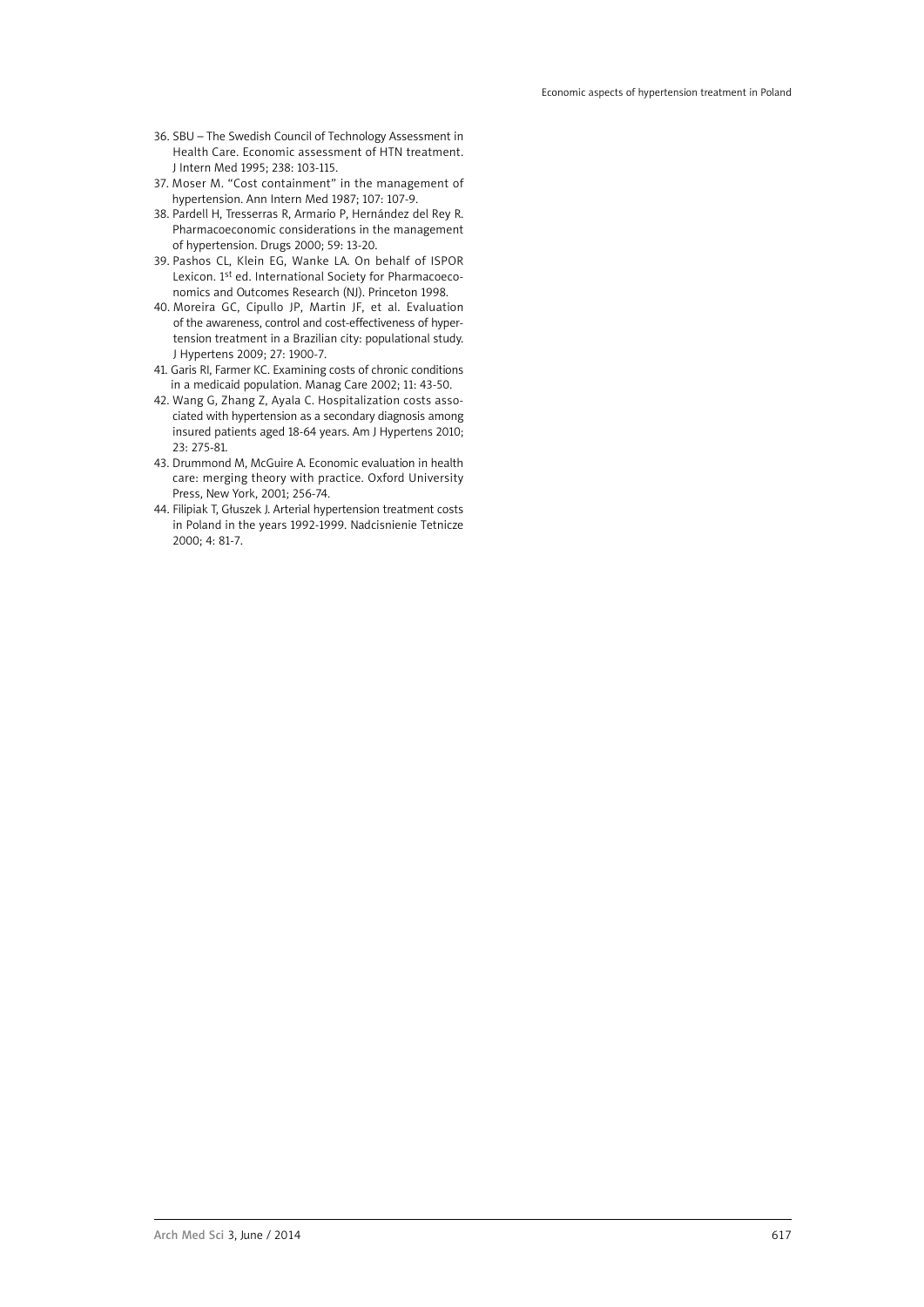36. SBU – The Swedish Council of Technology Assessment in Health Care. Economic assessment of HTN treatment. J Intern Med 1995; 238: 103-115.
37. Moser M. "Cost containment" in the management of hypertension. Ann Intern Med 1987; 107: 107-9.
38. Pardell H, Tresserras R, Armario P, Hernández del Rey R. Pharmacoeconomic considerations in the management of hypertension. Drugs 2000; 59: 13-20.
39. Pashos CL, Klein EG, Wanke LA. On behalf of ISPOR Lexicon. 1st ed. International Society for Pharmacoeconomics and Outcomes Research (NJ). Princeton 1998.
40. Moreira GC, Cipullo JP, Martin JF, et al. Evaluation of the awareness, control and cost-effectiveness of hypertension treatment in a Brazilian city: populational study. J Hypertens 2009; 27: 1900-7.
41. Garis RI, Farmer KC. Examining costs of chronic conditions in a medicaid population. Manag Care 2002; 11: 43-50.
42. Wang G, Zhang Z, Ayala C. Hospitalization costs associated with hypertension as a secondary diagnosis among insured patients aged 18-64 years. Am J Hypertens 2010; 23: 275-81.
43. Drummond M, McGuire A. Economic evaluation in health care: merging theory with practice. Oxford University Press, New York, 2001; 256-74.
44. Filipiak T, Głuszek J. Arterial hypertension treatment costs in Poland in the years 1992-1999. Nadcisnienie Tetnicze 2000; 4: 81-7.